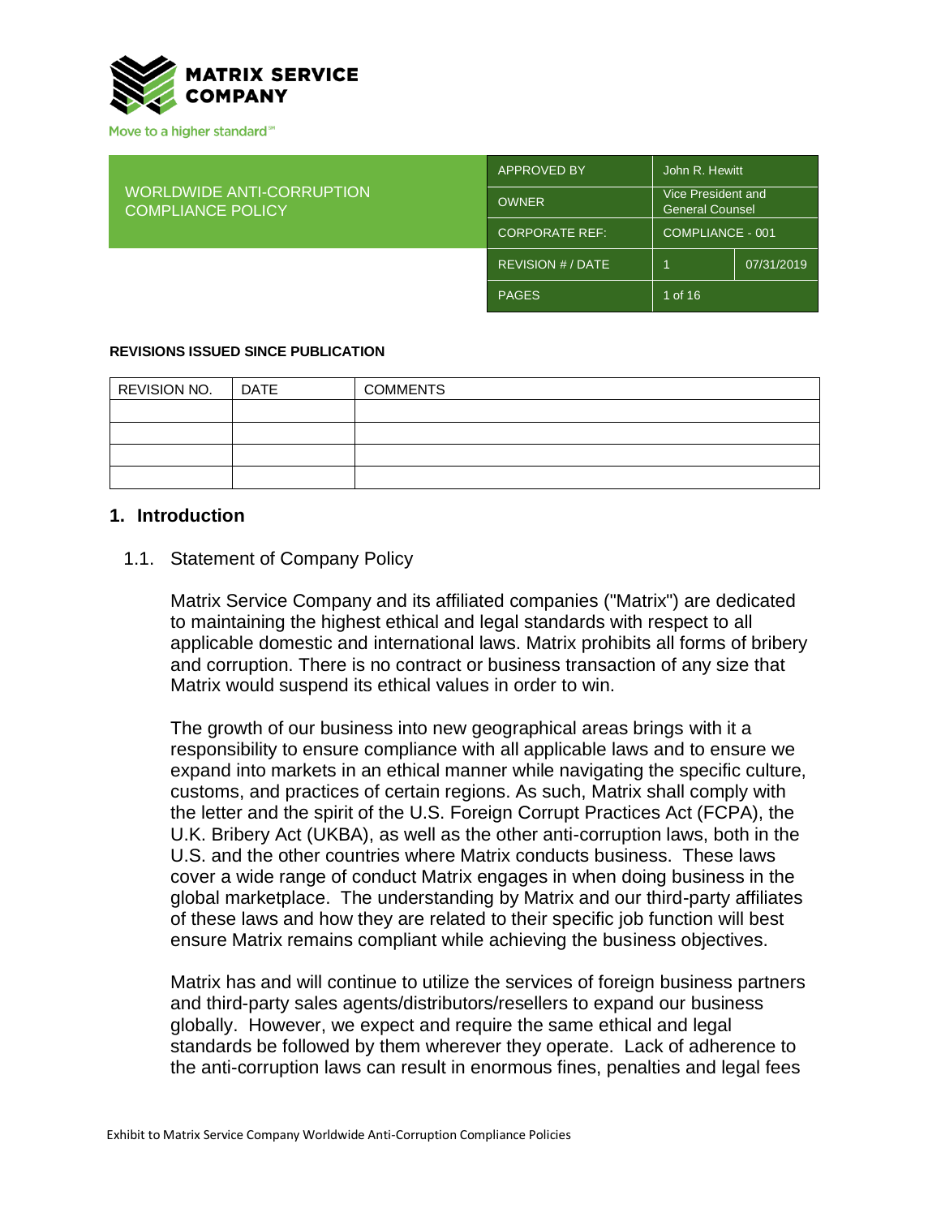MATRIX SERVICE COMPANY

Move to a higher standard℠

| WORLDWIDE ANTI-CORRUPTION COMPLIANCE POLICY | APPROVED BY | John R. Hewitt | |
|---|---|---|---|
| | OWNER | Vice President and General Counsel | |
| | CORPORATE REF: | COMPLIANCE - 001 | |
| | REVISION # / DATE | 1 | 07/31/2019 |
| | PAGES | 1 of 16 | |

**REVISIONS ISSUED SINCE PUBLICATION**

| REVISION NO. | DATE | COMMENTS |
|---|---|---|
| | | |
| | | |
| | | |
| | | |

## 1. Introduction

### 1.1. Statement of Company Policy

Matrix Service Company and its affiliated companies ("Matrix") are dedicated to maintaining the highest ethical and legal standards with respect to all applicable domestic and international laws. Matrix prohibits all forms of bribery and corruption. There is no contract or business transaction of any size that Matrix would suspend its ethical values in order to win.

The growth of our business into new geographical areas brings with it a responsibility to ensure compliance with all applicable laws and to ensure we expand into markets in an ethical manner while navigating the specific culture, customs, and practices of certain regions. As such, Matrix shall comply with the letter and the spirit of the U.S. Foreign Corrupt Practices Act (FCPA), the U.K. Bribery Act (UKBA), as well as the other anti-corruption laws, both in the U.S. and the other countries where Matrix conducts business. These laws cover a wide range of conduct Matrix engages in when doing business in the global marketplace. The understanding by Matrix and our third-party affiliates of these laws and how they are related to their specific job function will best ensure Matrix remains compliant while achieving the business objectives.

Matrix has and will continue to utilize the services of foreign business partners and third-party sales agents/distributors/resellers to expand our business globally. However, we expect and require the same ethical and legal standards be followed by them wherever they operate. Lack of adherence to the anti-corruption laws can result in enormous fines, penalties and legal fees

Exhibit to Matrix Service Company Worldwide Anti-Corruption Compliance Policies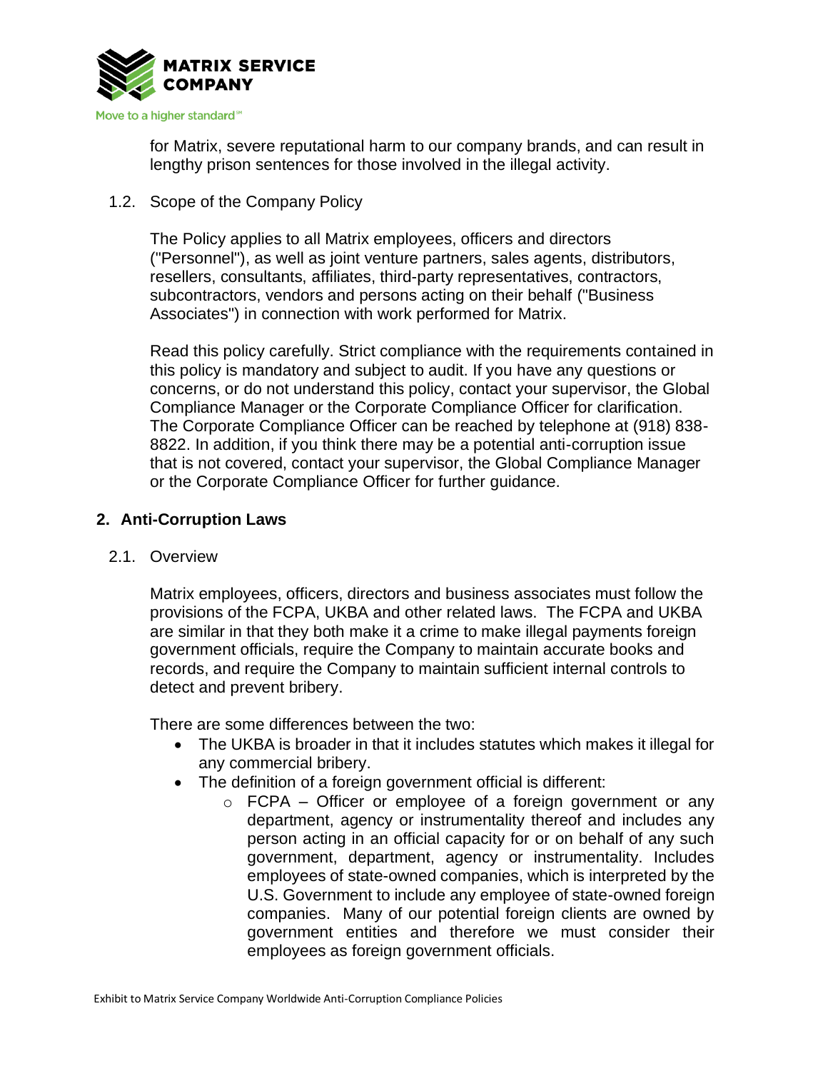for Matrix, severe reputational harm to our company brands, and can result in lengthy prison sentences for those involved in the illegal activity.

### 1.2. Scope of the Company Policy

The Policy applies to all Matrix employees, officers and directors ("Personnel"), as well as joint venture partners, sales agents, distributors, resellers, consultants, affiliates, third-party representatives, contractors, subcontractors, vendors and persons acting on their behalf ("Business Associates") in connection with work performed for Matrix.

Read this policy carefully. Strict compliance with the requirements contained in this policy is mandatory and subject to audit. If you have any questions or concerns, or do not understand this policy, contact your supervisor, the Global Compliance Manager or the Corporate Compliance Officer for clarification. The Corporate Compliance Officer can be reached by telephone at (918) 838-8822. In addition, if you think there may be a potential anti-corruption issue that is not covered, contact your supervisor, the Global Compliance Manager or the Corporate Compliance Officer for further guidance.

## 2. Anti-Corruption Laws

### 2.1. Overview

Matrix employees, officers, directors and business associates must follow the provisions of the FCPA, UKBA and other related laws. The FCPA and UKBA are similar in that they both make it a crime to make illegal payments foreign government officials, require the Company to maintain accurate books and records, and require the Company to maintain sufficient internal controls to detect and prevent bribery.

There are some differences between the two:

- The UKBA is broader in that it includes statutes which makes it illegal for any commercial bribery.
- The definition of a foreign government official is different:
  - FCPA – Officer or employee of a foreign government or any department, agency or instrumentality thereof and includes any person acting in an official capacity for or on behalf of any such government, department, agency or instrumentality. Includes employees of state-owned companies, which is interpreted by the U.S. Government to include any employee of state-owned foreign companies. Many of our potential foreign clients are owned by government entities and therefore we must consider their employees as foreign government officials.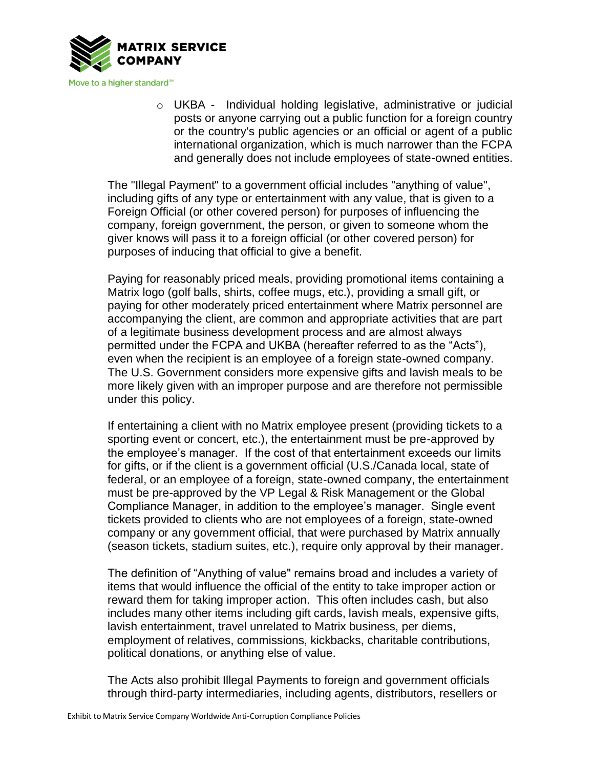- UKBA - Individual holding legislative, administrative or judicial posts or anyone carrying out a public function for a foreign country or the country's public agencies or an official or agent of a public international organization, which is much narrower than the FCPA and generally does not include employees of state-owned entities.

The "Illegal Payment" to a government official includes "anything of value", including gifts of any type or entertainment with any value, that is given to a Foreign Official (or other covered person) for purposes of influencing the company, foreign government, the person, or given to someone whom the giver knows will pass it to a foreign official (or other covered person) for purposes of inducing that official to give a benefit.

Paying for reasonably priced meals, providing promotional items containing a Matrix logo (golf balls, shirts, coffee mugs, etc.), providing a small gift, or paying for other moderately priced entertainment where Matrix personnel are accompanying the client, are common and appropriate activities that are part of a legitimate business development process and are almost always permitted under the FCPA and UKBA (hereafter referred to as the "Acts"), even when the recipient is an employee of a foreign state-owned company. The U.S. Government considers more expensive gifts and lavish meals to be more likely given with an improper purpose and are therefore not permissible under this policy.

If entertaining a client with no Matrix employee present (providing tickets to a sporting event or concert, etc.), the entertainment must be pre-approved by the employee's manager. If the cost of that entertainment exceeds our limits for gifts, or if the client is a government official (U.S./Canada local, state of federal, or an employee of a foreign, state-owned company, the entertainment must be pre-approved by the VP Legal & Risk Management or the Global Compliance Manager, in addition to the employee's manager. Single event tickets provided to clients who are not employees of a foreign, state-owned company or any government official, that were purchased by Matrix annually (season tickets, stadium suites, etc.), require only approval by their manager.

The definition of "Anything of value" remains broad and includes a variety of items that would influence the official of the entity to take improper action or reward them for taking improper action. This often includes cash, but also includes many other items including gift cards, lavish meals, expensive gifts, lavish entertainment, travel unrelated to Matrix business, per diems, employment of relatives, commissions, kickbacks, charitable contributions, political donations, or anything else of value.

The Acts also prohibit Illegal Payments to foreign and government officials through third-party intermediaries, including agents, distributors, resellers or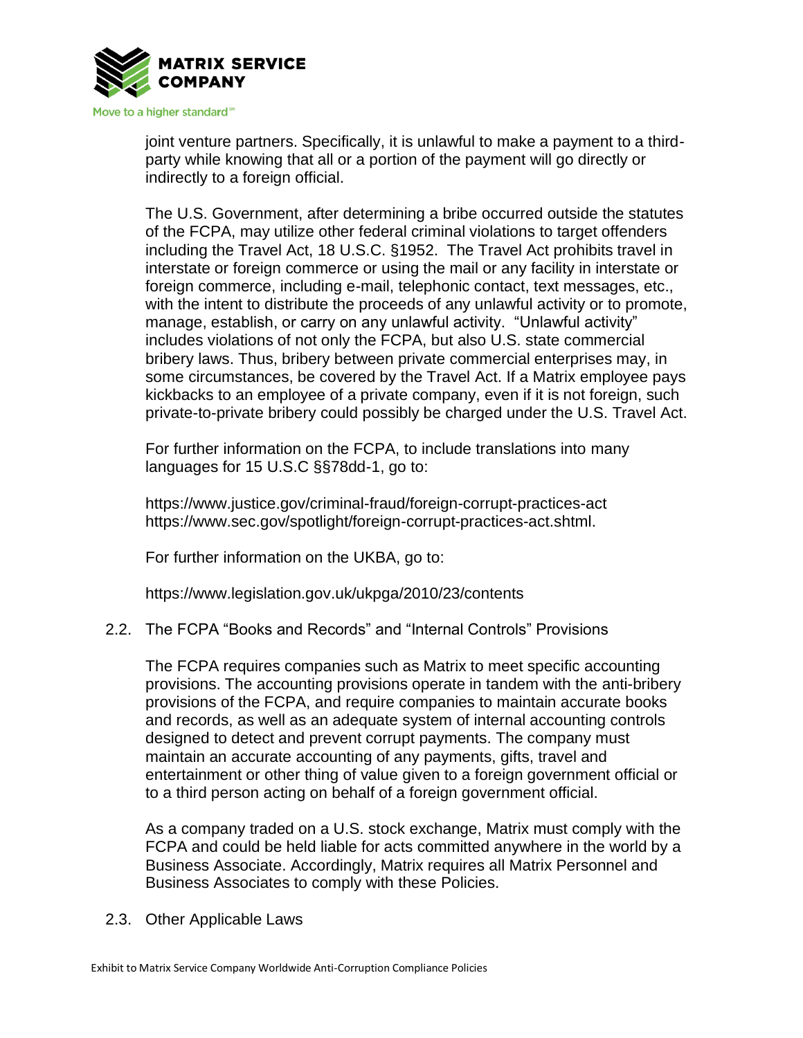joint venture partners. Specifically, it is unlawful to make a payment to a third-party while knowing that all or a portion of the payment will go directly or indirectly to a foreign official.

The U.S. Government, after determining a bribe occurred outside the statutes of the FCPA, may utilize other federal criminal violations to target offenders including the Travel Act, 18 U.S.C. §1952. The Travel Act prohibits travel in interstate or foreign commerce or using the mail or any facility in interstate or foreign commerce, including e-mail, telephonic contact, text messages, etc., with the intent to distribute the proceeds of any unlawful activity or to promote, manage, establish, or carry on any unlawful activity. "Unlawful activity" includes violations of not only the FCPA, but also U.S. state commercial bribery laws. Thus, bribery between private commercial enterprises may, in some circumstances, be covered by the Travel Act. If a Matrix employee pays kickbacks to an employee of a private company, even if it is not foreign, such private-to-private bribery could possibly be charged under the U.S. Travel Act.

For further information on the FCPA, to include translations into many languages for 15 U.S.C §§78dd-1, go to:

https://www.justice.gov/criminal-fraud/foreign-corrupt-practices-act
https://www.sec.gov/spotlight/foreign-corrupt-practices-act.shtml.

For further information on the UKBA, go to:

https://www.legislation.gov.uk/ukpga/2010/23/contents

### 2.2. The FCPA "Books and Records" and "Internal Controls" Provisions

The FCPA requires companies such as Matrix to meet specific accounting provisions. The accounting provisions operate in tandem with the anti-bribery provisions of the FCPA, and require companies to maintain accurate books and records, as well as an adequate system of internal accounting controls designed to detect and prevent corrupt payments. The company must maintain an accurate accounting of any payments, gifts, travel and entertainment or other thing of value given to a foreign government official or to a third person acting on behalf of a foreign government official.

As a company traded on a U.S. stock exchange, Matrix must comply with the FCPA and could be held liable for acts committed anywhere in the world by a Business Associate. Accordingly, Matrix requires all Matrix Personnel and Business Associates to comply with these Policies.

### 2.3. Other Applicable Laws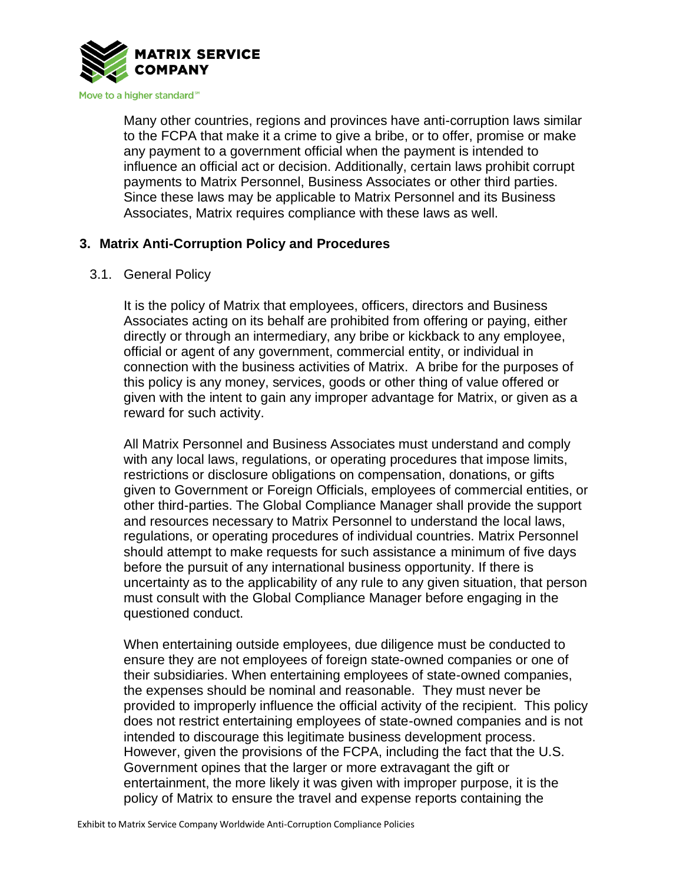Many other countries, regions and provinces have anti-corruption laws similar to the FCPA that make it a crime to give a bribe, or to offer, promise or make any payment to a government official when the payment is intended to influence an official act or decision. Additionally, certain laws prohibit corrupt payments to Matrix Personnel, Business Associates or other third parties. Since these laws may be applicable to Matrix Personnel and its Business Associates, Matrix requires compliance with these laws as well.

## 3. Matrix Anti-Corruption Policy and Procedures

### 3.1. General Policy

It is the policy of Matrix that employees, officers, directors and Business Associates acting on its behalf are prohibited from offering or paying, either directly or through an intermediary, any bribe or kickback to any employee, official or agent of any government, commercial entity, or individual in connection with the business activities of Matrix. A bribe for the purposes of this policy is any money, services, goods or other thing of value offered or given with the intent to gain any improper advantage for Matrix, or given as a reward for such activity.

All Matrix Personnel and Business Associates must understand and comply with any local laws, regulations, or operating procedures that impose limits, restrictions or disclosure obligations on compensation, donations, or gifts given to Government or Foreign Officials, employees of commercial entities, or other third-parties. The Global Compliance Manager shall provide the support and resources necessary to Matrix Personnel to understand the local laws, regulations, or operating procedures of individual countries. Matrix Personnel should attempt to make requests for such assistance a minimum of five days before the pursuit of any international business opportunity. If there is uncertainty as to the applicability of any rule to any given situation, that person must consult with the Global Compliance Manager before engaging in the questioned conduct.

When entertaining outside employees, due diligence must be conducted to ensure they are not employees of foreign state-owned companies or one of their subsidiaries. When entertaining employees of state-owned companies, the expenses should be nominal and reasonable. They must never be provided to improperly influence the official activity of the recipient. This policy does not restrict entertaining employees of state-owned companies and is not intended to discourage this legitimate business development process. However, given the provisions of the FCPA, including the fact that the U.S. Government opines that the larger or more extravagant the gift or entertainment, the more likely it was given with improper purpose, it is the policy of Matrix to ensure the travel and expense reports containing the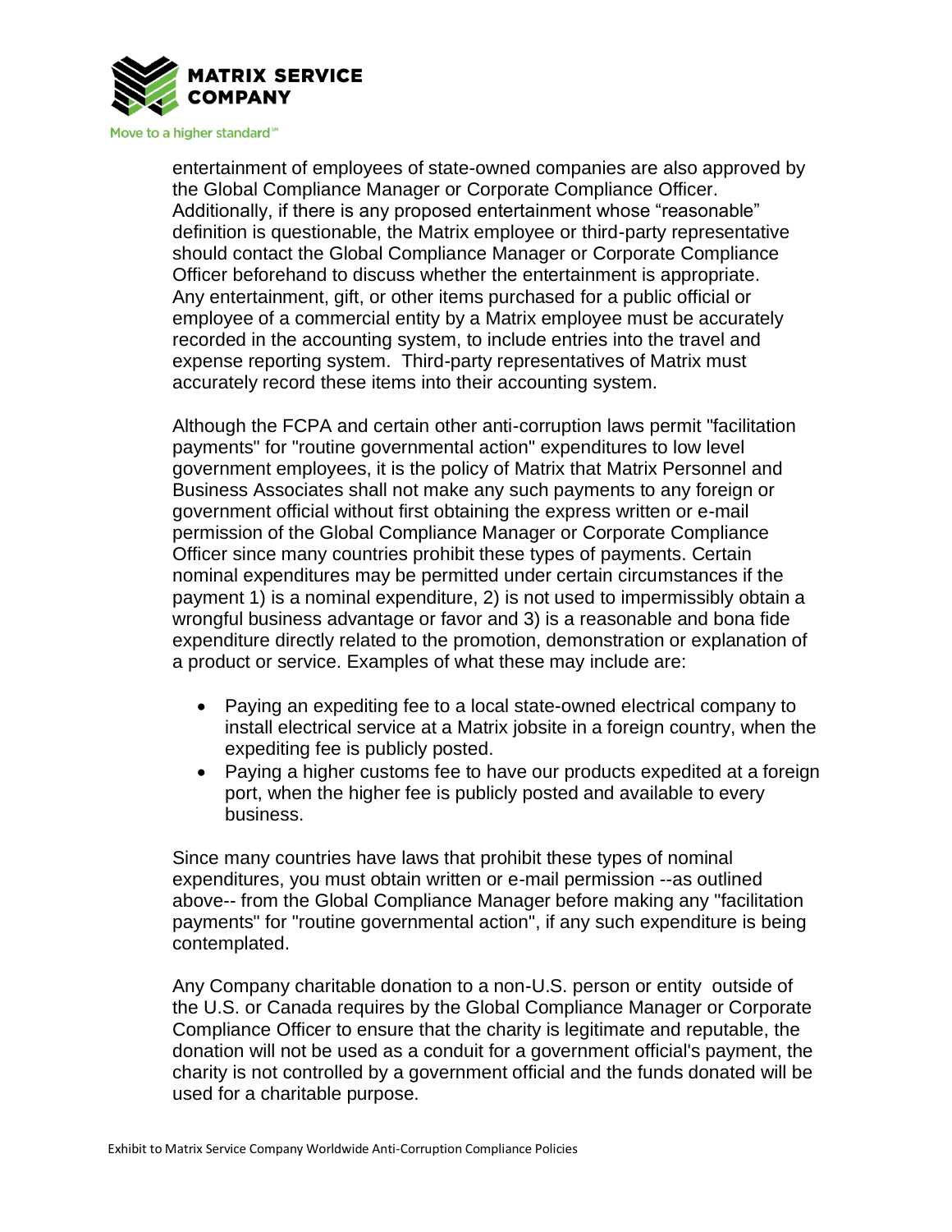entertainment of employees of state-owned companies are also approved by the Global Compliance Manager or Corporate Compliance Officer. Additionally, if there is any proposed entertainment whose "reasonable" definition is questionable, the Matrix employee or third-party representative should contact the Global Compliance Manager or Corporate Compliance Officer beforehand to discuss whether the entertainment is appropriate. Any entertainment, gift, or other items purchased for a public official or employee of a commercial entity by a Matrix employee must be accurately recorded in the accounting system, to include entries into the travel and expense reporting system. Third-party representatives of Matrix must accurately record these items into their accounting system.

Although the FCPA and certain other anti-corruption laws permit "facilitation payments" for "routine governmental action" expenditures to low level government employees, it is the policy of Matrix that Matrix Personnel and Business Associates shall not make any such payments to any foreign or government official without first obtaining the express written or e-mail permission of the Global Compliance Manager or Corporate Compliance Officer since many countries prohibit these types of payments. Certain nominal expenditures may be permitted under certain circumstances if the payment 1) is a nominal expenditure, 2) is not used to impermissibly obtain a wrongful business advantage or favor and 3) is a reasonable and bona fide expenditure directly related to the promotion, demonstration or explanation of a product or service. Examples of what these may include are:

- Paying an expediting fee to a local state-owned electrical company to install electrical service at a Matrix jobsite in a foreign country, when the expediting fee is publicly posted.
- Paying a higher customs fee to have our products expedited at a foreign port, when the higher fee is publicly posted and available to every business.

Since many countries have laws that prohibit these types of nominal expenditures, you must obtain written or e-mail permission --as outlined above-- from the Global Compliance Manager before making any "facilitation payments" for "routine governmental action", if any such expenditure is being contemplated.

Any Company charitable donation to a non-U.S. person or entity outside of the U.S. or Canada requires by the Global Compliance Manager or Corporate Compliance Officer to ensure that the charity is legitimate and reputable, the donation will not be used as a conduit for a government official's payment, the charity is not controlled by a government official and the funds donated will be used for a charitable purpose.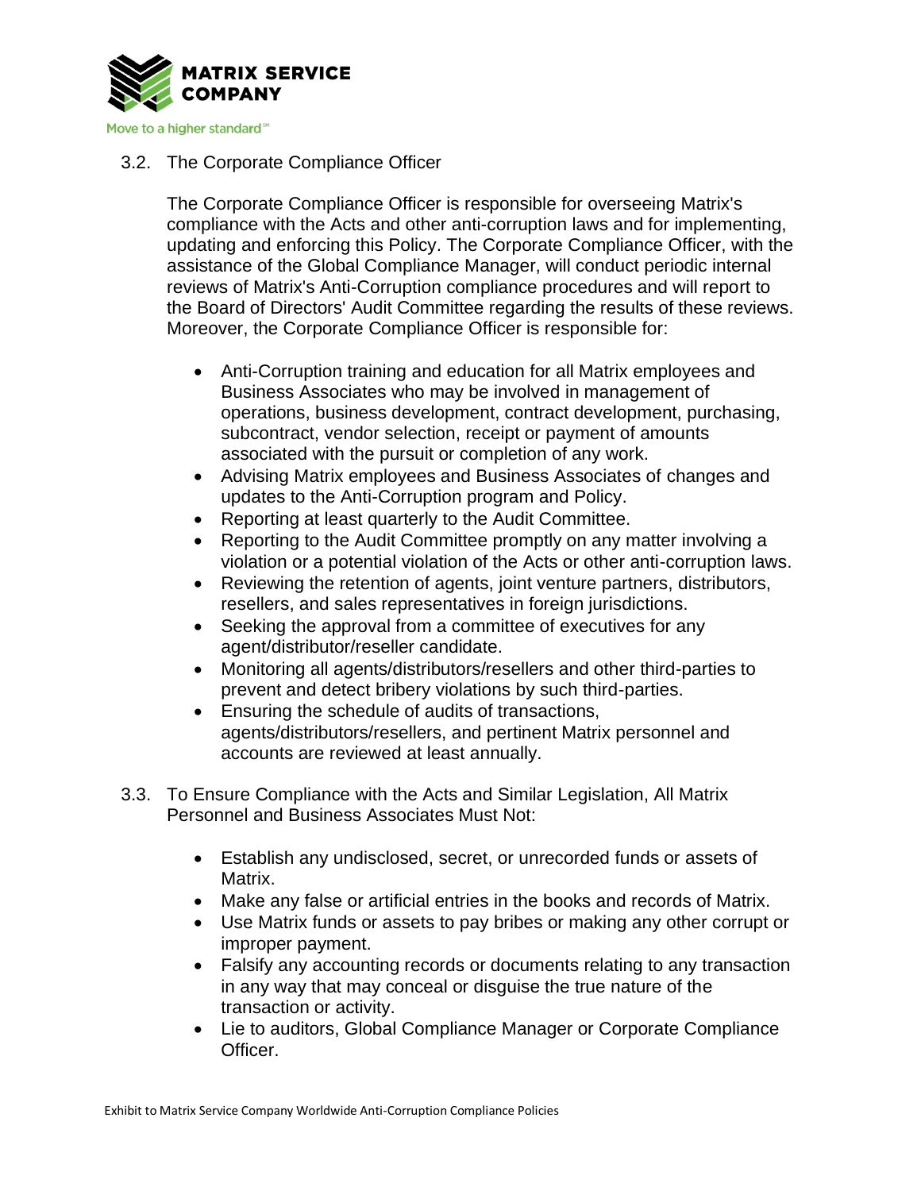### 3.2. The Corporate Compliance Officer

The Corporate Compliance Officer is responsible for overseeing Matrix's compliance with the Acts and other anti-corruption laws and for implementing, updating and enforcing this Policy. The Corporate Compliance Officer, with the assistance of the Global Compliance Manager, will conduct periodic internal reviews of Matrix's Anti-Corruption compliance procedures and will report to the Board of Directors' Audit Committee regarding the results of these reviews. Moreover, the Corporate Compliance Officer is responsible for:

- Anti-Corruption training and education for all Matrix employees and Business Associates who may be involved in management of operations, business development, contract development, purchasing, subcontract, vendor selection, receipt or payment of amounts associated with the pursuit or completion of any work.
- Advising Matrix employees and Business Associates of changes and updates to the Anti-Corruption program and Policy.
- Reporting at least quarterly to the Audit Committee.
- Reporting to the Audit Committee promptly on any matter involving a violation or a potential violation of the Acts or other anti-corruption laws.
- Reviewing the retention of agents, joint venture partners, distributors, resellers, and sales representatives in foreign jurisdictions.
- Seeking the approval from a committee of executives for any agent/distributor/reseller candidate.
- Monitoring all agents/distributors/resellers and other third-parties to prevent and detect bribery violations by such third-parties.
- Ensuring the schedule of audits of transactions, agents/distributors/resellers, and pertinent Matrix personnel and accounts are reviewed at least annually.

### 3.3. To Ensure Compliance with the Acts and Similar Legislation, All Matrix Personnel and Business Associates Must Not:

- Establish any undisclosed, secret, or unrecorded funds or assets of Matrix.
- Make any false or artificial entries in the books and records of Matrix.
- Use Matrix funds or assets to pay bribes or making any other corrupt or improper payment.
- Falsify any accounting records or documents relating to any transaction in any way that may conceal or disguise the true nature of the transaction or activity.
- Lie to auditors, Global Compliance Manager or Corporate Compliance Officer.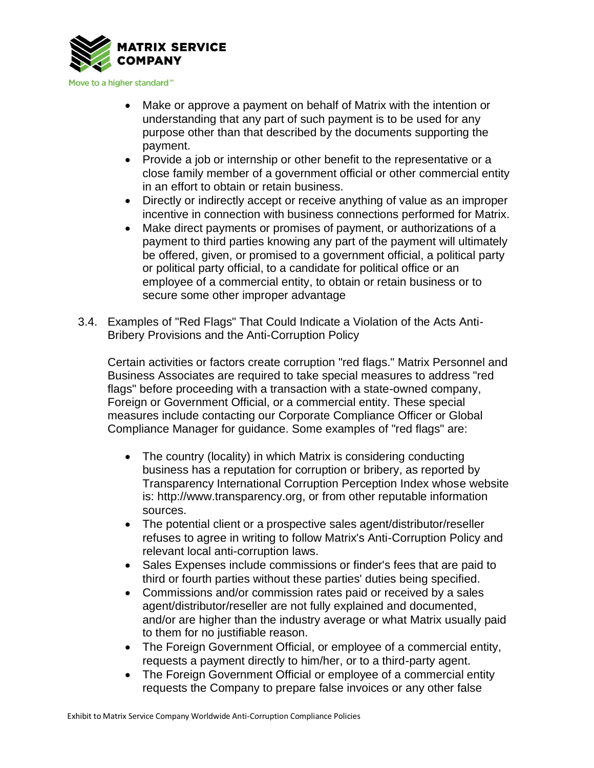- Make or approve a payment on behalf of Matrix with the intention or understanding that any part of such payment is to be used for any purpose other than that described by the documents supporting the payment.
- Provide a job or internship or other benefit to the representative or a close family member of a government official or other commercial entity in an effort to obtain or retain business.
- Directly or indirectly accept or receive anything of value as an improper incentive in connection with business connections performed for Matrix.
- Make direct payments or promises of payment, or authorizations of a payment to third parties knowing any part of the payment will ultimately be offered, given, or promised to a government official, a political party or political party official, to a candidate for political office or an employee of a commercial entity, to obtain or retain business or to secure some other improper advantage

### 3.4. Examples of "Red Flags" That Could Indicate a Violation of the Acts Anti-Bribery Provisions and the Anti-Corruption Policy

Certain activities or factors create corruption "red flags." Matrix Personnel and Business Associates are required to take special measures to address "red flags" before proceeding with a transaction with a state-owned company, Foreign or Government Official, or a commercial entity. These special measures include contacting our Corporate Compliance Officer or Global Compliance Manager for guidance. Some examples of "red flags" are:

- The country (locality) in which Matrix is considering conducting business has a reputation for corruption or bribery, as reported by Transparency International Corruption Perception Index whose website is: http://www.transparency.org, or from other reputable information sources.
- The potential client or a prospective sales agent/distributor/reseller refuses to agree in writing to follow Matrix's Anti-Corruption Policy and relevant local anti-corruption laws.
- Sales Expenses include commissions or finder's fees that are paid to third or fourth parties without these parties' duties being specified.
- Commissions and/or commission rates paid or received by a sales agent/distributor/reseller are not fully explained and documented, and/or are higher than the industry average or what Matrix usually paid to them for no justifiable reason.
- The Foreign Government Official, or employee of a commercial entity, requests a payment directly to him/her, or to a third-party agent.
- The Foreign Government Official or employee of a commercial entity requests the Company to prepare false invoices or any other false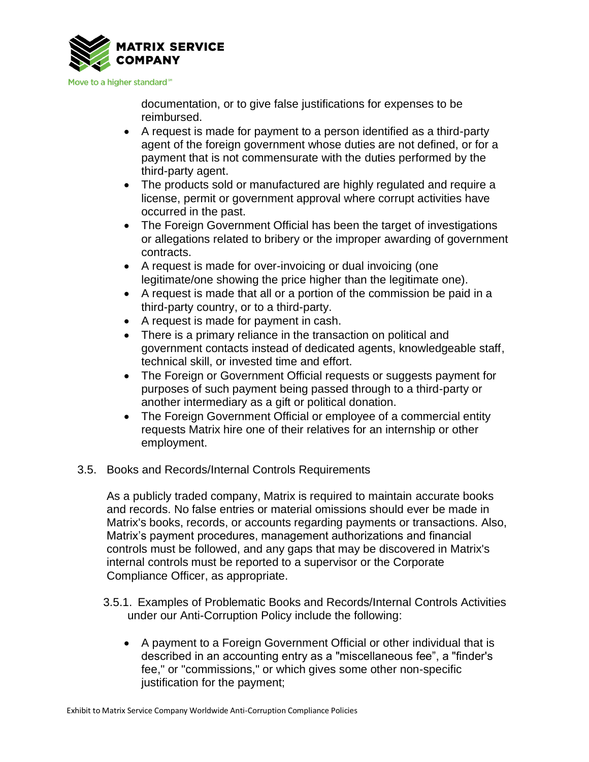documentation, or to give false justifications for expenses to be reimbursed.

- A request is made for payment to a person identified as a third-party agent of the foreign government whose duties are not defined, or for a payment that is not commensurate with the duties performed by the third-party agent.
- The products sold or manufactured are highly regulated and require a license, permit or government approval where corrupt activities have occurred in the past.
- The Foreign Government Official has been the target of investigations or allegations related to bribery or the improper awarding of government contracts.
- A request is made for over-invoicing or dual invoicing (one legitimate/one showing the price higher than the legitimate one).
- A request is made that all or a portion of the commission be paid in a third-party country, or to a third-party.
- A request is made for payment in cash.
- There is a primary reliance in the transaction on political and government contacts instead of dedicated agents, knowledgeable staff, technical skill, or invested time and effort.
- The Foreign or Government Official requests or suggests payment for purposes of such payment being passed through to a third-party or another intermediary as a gift or political donation.
- The Foreign Government Official or employee of a commercial entity requests Matrix hire one of their relatives for an internship or other employment.

### 3.5. Books and Records/Internal Controls Requirements

As a publicly traded company, Matrix is required to maintain accurate books and records. No false entries or material omissions should ever be made in Matrix's books, records, or accounts regarding payments or transactions. Also, Matrix's payment procedures, management authorizations and financial controls must be followed, and any gaps that may be discovered in Matrix's internal controls must be reported to a supervisor or the Corporate Compliance Officer, as appropriate.

#### 3.5.1. Examples of Problematic Books and Records/Internal Controls Activities under our Anti-Corruption Policy include the following:

- A payment to a Foreign Government Official or other individual that is described in an accounting entry as a "miscellaneous fee", a "finder's fee," or "commissions," or which gives some other non-specific justification for the payment;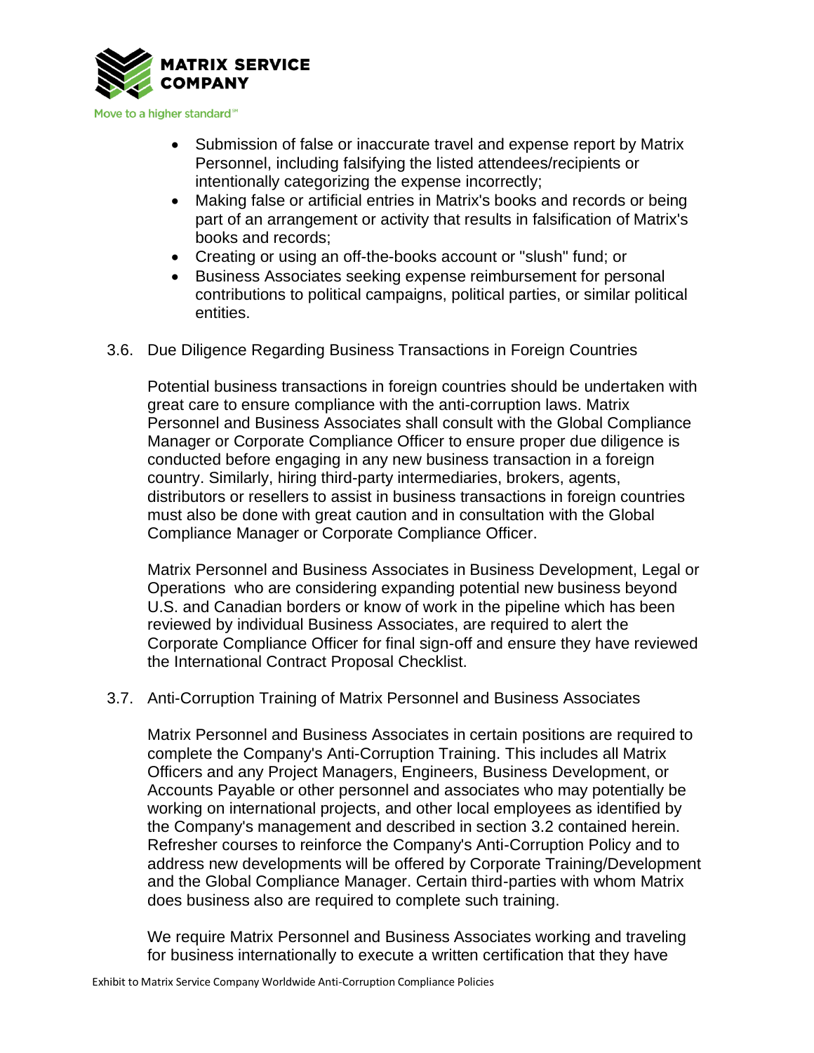- Submission of false or inaccurate travel and expense report by Matrix Personnel, including falsifying the listed attendees/recipients or intentionally categorizing the expense incorrectly;
- Making false or artificial entries in Matrix's books and records or being part of an arrangement or activity that results in falsification of Matrix's books and records;
- Creating or using an off-the-books account or "slush" fund; or
- Business Associates seeking expense reimbursement for personal contributions to political campaigns, political parties, or similar political entities.

### 3.6. Due Diligence Regarding Business Transactions in Foreign Countries

Potential business transactions in foreign countries should be undertaken with great care to ensure compliance with the anti-corruption laws. Matrix Personnel and Business Associates shall consult with the Global Compliance Manager or Corporate Compliance Officer to ensure proper due diligence is conducted before engaging in any new business transaction in a foreign country. Similarly, hiring third-party intermediaries, brokers, agents, distributors or resellers to assist in business transactions in foreign countries must also be done with great caution and in consultation with the Global Compliance Manager or Corporate Compliance Officer.

Matrix Personnel and Business Associates in Business Development, Legal or Operations who are considering expanding potential new business beyond U.S. and Canadian borders or know of work in the pipeline which has been reviewed by individual Business Associates, are required to alert the Corporate Compliance Officer for final sign-off and ensure they have reviewed the International Contract Proposal Checklist.

### 3.7. Anti-Corruption Training of Matrix Personnel and Business Associates

Matrix Personnel and Business Associates in certain positions are required to complete the Company's Anti-Corruption Training. This includes all Matrix Officers and any Project Managers, Engineers, Business Development, or Accounts Payable or other personnel and associates who may potentially be working on international projects, and other local employees as identified by the Company's management and described in section 3.2 contained herein. Refresher courses to reinforce the Company's Anti-Corruption Policy and to address new developments will be offered by Corporate Training/Development and the Global Compliance Manager. Certain third-parties with whom Matrix does business also are required to complete such training.

We require Matrix Personnel and Business Associates working and traveling for business internationally to execute a written certification that they have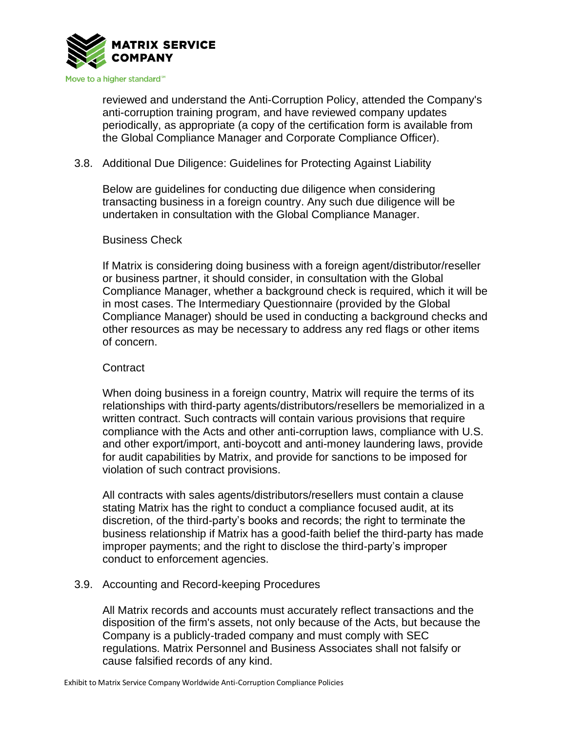reviewed and understand the Anti-Corruption Policy, attended the Company's anti-corruption training program, and have reviewed company updates periodically, as appropriate (a copy of the certification form is available from the Global Compliance Manager and Corporate Compliance Officer).

### 3.8. Additional Due Diligence: Guidelines for Protecting Against Liability

Below are guidelines for conducting due diligence when considering transacting business in a foreign country. Any such due diligence will be undertaken in consultation with the Global Compliance Manager.

Business Check

If Matrix is considering doing business with a foreign agent/distributor/reseller or business partner, it should consider, in consultation with the Global Compliance Manager, whether a background check is required, which it will be in most cases. The Intermediary Questionnaire (provided by the Global Compliance Manager) should be used in conducting a background checks and other resources as may be necessary to address any red flags or other items of concern.

Contract

When doing business in a foreign country, Matrix will require the terms of its relationships with third-party agents/distributors/resellers be memorialized in a written contract. Such contracts will contain various provisions that require compliance with the Acts and other anti-corruption laws, compliance with U.S. and other export/import, anti-boycott and anti-money laundering laws, provide for audit capabilities by Matrix, and provide for sanctions to be imposed for violation of such contract provisions.

All contracts with sales agents/distributors/resellers must contain a clause stating Matrix has the right to conduct a compliance focused audit, at its discretion, of the third-party's books and records; the right to terminate the business relationship if Matrix has a good-faith belief the third-party has made improper payments; and the right to disclose the third-party's improper conduct to enforcement agencies.

### 3.9. Accounting and Record-keeping Procedures

All Matrix records and accounts must accurately reflect transactions and the disposition of the firm's assets, not only because of the Acts, but because the Company is a publicly-traded company and must comply with SEC regulations. Matrix Personnel and Business Associates shall not falsify or cause falsified records of any kind.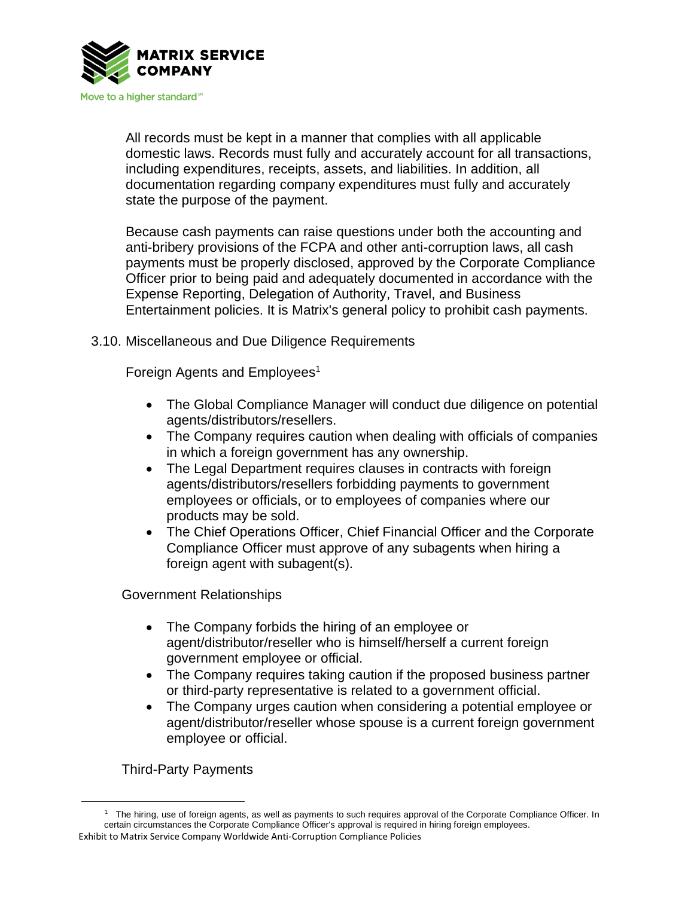All records must be kept in a manner that complies with all applicable domestic laws. Records must fully and accurately account for all transactions, including expenditures, receipts, assets, and liabilities. In addition, all documentation regarding company expenditures must fully and accurately state the purpose of the payment.

Because cash payments can raise questions under both the accounting and anti-bribery provisions of the FCPA and other anti-corruption laws, all cash payments must be properly disclosed, approved by the Corporate Compliance Officer prior to being paid and adequately documented in accordance with the Expense Reporting, Delegation of Authority, Travel, and Business Entertainment policies. It is Matrix's general policy to prohibit cash payments.

3.10. Miscellaneous and Due Diligence Requirements

Foreign Agents and Employees[1]

- The Global Compliance Manager will conduct due diligence on potential agents/distributors/resellers.
- The Company requires caution when dealing with officials of companies in which a foreign government has any ownership.
- The Legal Department requires clauses in contracts with foreign agents/distributors/resellers forbidding payments to government employees or officials, or to employees of companies where our products may be sold.
- The Chief Operations Officer, Chief Financial Officer and the Corporate Compliance Officer must approve of any subagents when hiring a foreign agent with subagent(s).

Government Relationships

- The Company forbids the hiring of an employee or agent/distributor/reseller who is himself/herself a current foreign government employee or official.
- The Company requires taking caution if the proposed business partner or third-party representative is related to a government official.
- The Company urges caution when considering a potential employee or agent/distributor/reseller whose spouse is a current foreign government employee or official.

Third-Party Payments

[1] The hiring, use of foreign agents, as well as payments to such requires approval of the Corporate Compliance Officer. In certain circumstances the Corporate Compliance Officer's approval is required in hiring foreign employees.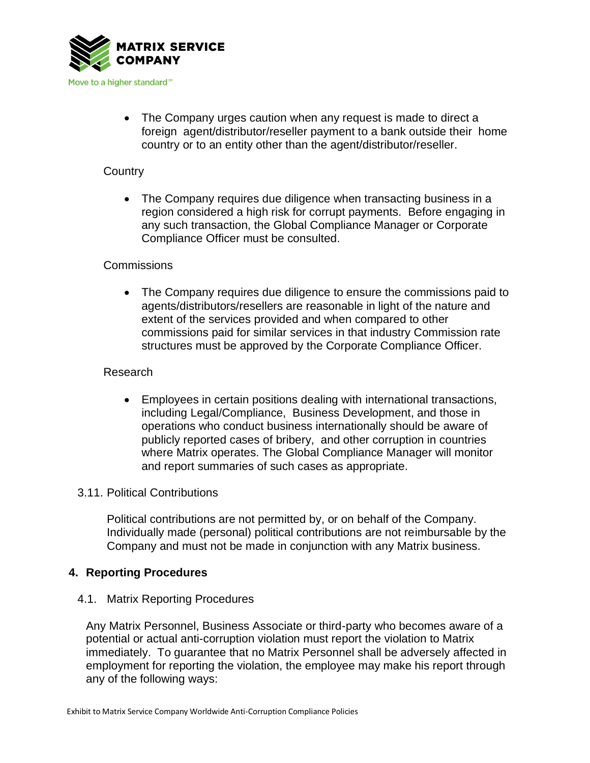- The Company urges caution when any request is made to direct a foreign agent/distributor/reseller payment to a bank outside their home country or to an entity other than the agent/distributor/reseller.

Country

- The Company requires due diligence when transacting business in a region considered a high risk for corrupt payments. Before engaging in any such transaction, the Global Compliance Manager or Corporate Compliance Officer must be consulted.

Commissions

- The Company requires due diligence to ensure the commissions paid to agents/distributors/resellers are reasonable in light of the nature and extent of the services provided and when compared to other commissions paid for similar services in that industry Commission rate structures must be approved by the Corporate Compliance Officer.

Research

- Employees in certain positions dealing with international transactions, including Legal/Compliance, Business Development, and those in operations who conduct business internationally should be aware of publicly reported cases of bribery, and other corruption in countries where Matrix operates. The Global Compliance Manager will monitor and report summaries of such cases as appropriate.

### 3.11. Political Contributions

Political contributions are not permitted by, or on behalf of the Company. Individually made (personal) political contributions are not reimbursable by the Company and must not be made in conjunction with any Matrix business.

## 4. Reporting Procedures

### 4.1. Matrix Reporting Procedures

Any Matrix Personnel, Business Associate or third-party who becomes aware of a potential or actual anti-corruption violation must report the violation to Matrix immediately. To guarantee that no Matrix Personnel shall be adversely affected in employment for reporting the violation, the employee may make his report through any of the following ways: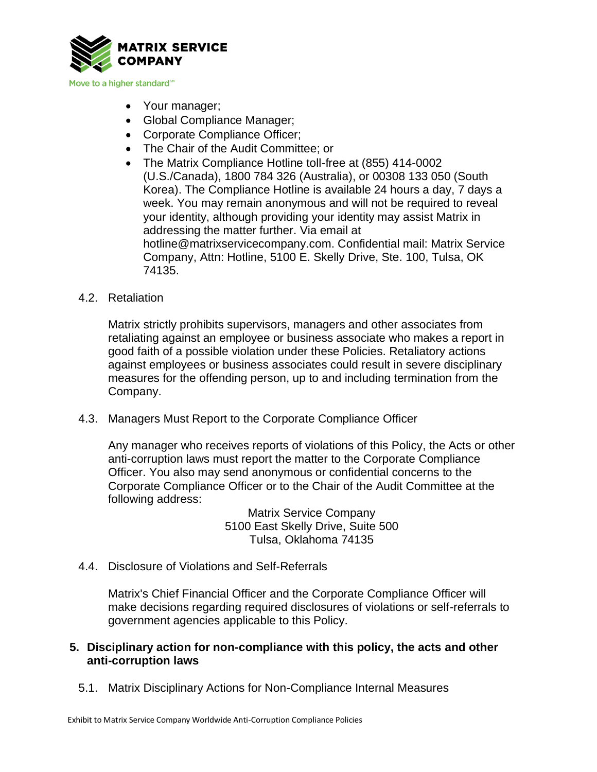- Your manager;
- Global Compliance Manager;
- Corporate Compliance Officer;
- The Chair of the Audit Committee; or
- The Matrix Compliance Hotline toll-free at (855) 414-0002 (U.S./Canada), 1800 784 326 (Australia), or 00308 133 050 (South Korea). The Compliance Hotline is available 24 hours a day, 7 days a week. You may remain anonymous and will not be required to reveal your identity, although providing your identity may assist Matrix in addressing the matter further. Via email at hotline@matrixservicecompany.com. Confidential mail: Matrix Service Company, Attn: Hotline, 5100 E. Skelly Drive, Ste. 100, Tulsa, OK 74135.

### 4.2. Retaliation

Matrix strictly prohibits supervisors, managers and other associates from retaliating against an employee or business associate who makes a report in good faith of a possible violation under these Policies. Retaliatory actions against employees or business associates could result in severe disciplinary measures for the offending person, up to and including termination from the Company.

### 4.3. Managers Must Report to the Corporate Compliance Officer

Any manager who receives reports of violations of this Policy, the Acts or other anti-corruption laws must report the matter to the Corporate Compliance Officer. You also may send anonymous or confidential concerns to the Corporate Compliance Officer or to the Chair of the Audit Committee at the following address:

Matrix Service Company
5100 East Skelly Drive, Suite 500
Tulsa, Oklahoma 74135

### 4.4. Disclosure of Violations and Self-Referrals

Matrix's Chief Financial Officer and the Corporate Compliance Officer will make decisions regarding required disclosures of violations or self-referrals to government agencies applicable to this Policy.

## 5. Disciplinary action for non-compliance with this policy, the acts and other anti-corruption laws

### 5.1. Matrix Disciplinary Actions for Non-Compliance Internal Measures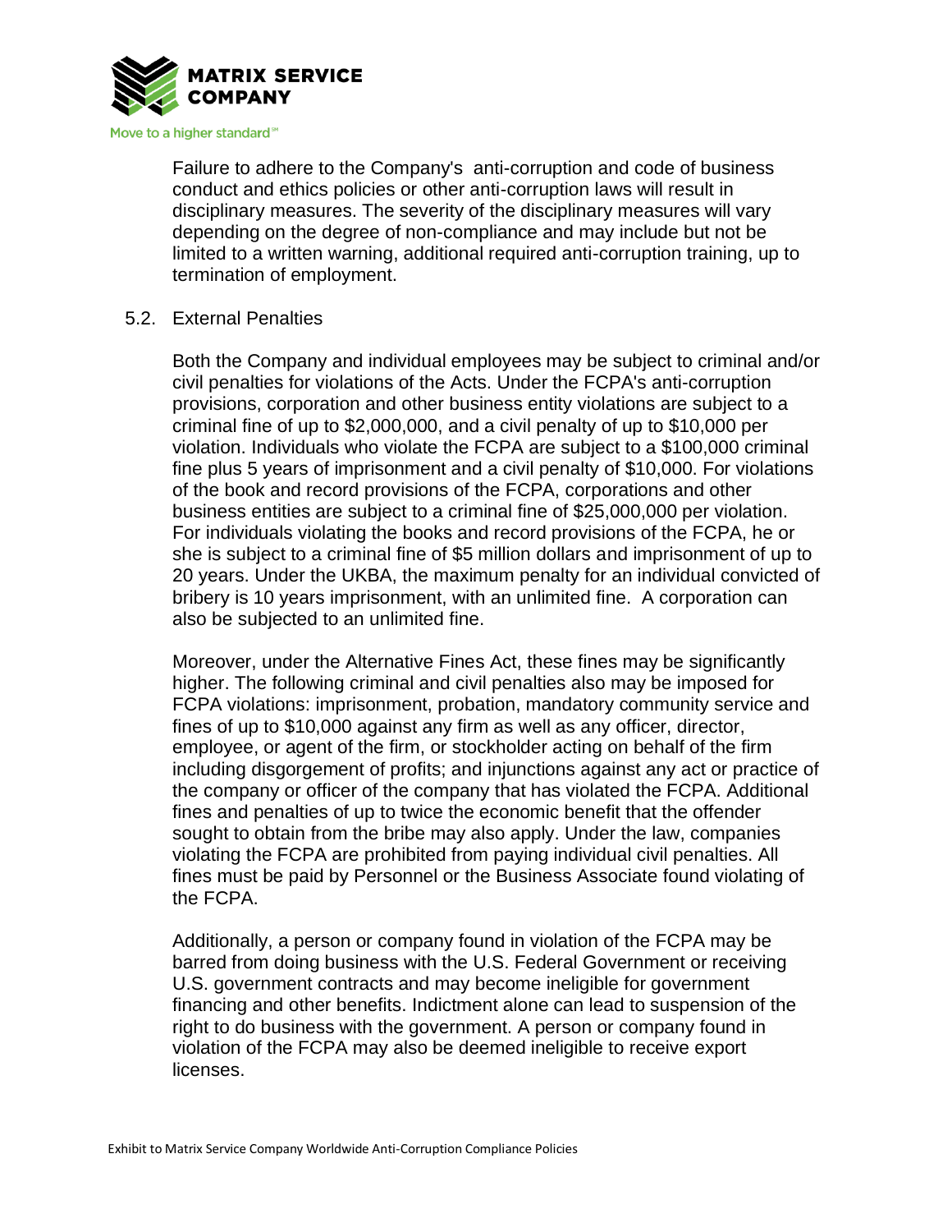Failure to adhere to the Company's anti-corruption and code of business conduct and ethics policies or other anti-corruption laws will result in disciplinary measures. The severity of the disciplinary measures will vary depending on the degree of non-compliance and may include but not be limited to a written warning, additional required anti-corruption training, up to termination of employment.

### 5.2. External Penalties

Both the Company and individual employees may be subject to criminal and/or civil penalties for violations of the Acts. Under the FCPA's anti-corruption provisions, corporation and other business entity violations are subject to a criminal fine of up to $2,000,000, and a civil penalty of up to $10,000 per violation. Individuals who violate the FCPA are subject to a $100,000 criminal fine plus 5 years of imprisonment and a civil penalty of $10,000. For violations of the book and record provisions of the FCPA, corporations and other business entities are subject to a criminal fine of $25,000,000 per violation. For individuals violating the books and record provisions of the FCPA, he or she is subject to a criminal fine of $5 million dollars and imprisonment of up to 20 years. Under the UKBA, the maximum penalty for an individual convicted of bribery is 10 years imprisonment, with an unlimited fine. A corporation can also be subjected to an unlimited fine.

Moreover, under the Alternative Fines Act, these fines may be significantly higher. The following criminal and civil penalties also may be imposed for FCPA violations: imprisonment, probation, mandatory community service and fines of up to $10,000 against any firm as well as any officer, director, employee, or agent of the firm, or stockholder acting on behalf of the firm including disgorgement of profits; and injunctions against any act or practice of the company or officer of the company that has violated the FCPA. Additional fines and penalties of up to twice the economic benefit that the offender sought to obtain from the bribe may also apply. Under the law, companies violating the FCPA are prohibited from paying individual civil penalties. All fines must be paid by Personnel or the Business Associate found violating of the FCPA.

Additionally, a person or company found in violation of the FCPA may be barred from doing business with the U.S. Federal Government or receiving U.S. government contracts and may become ineligible for government financing and other benefits. Indictment alone can lead to suspension of the right to do business with the government. A person or company found in violation of the FCPA may also be deemed ineligible to receive export licenses.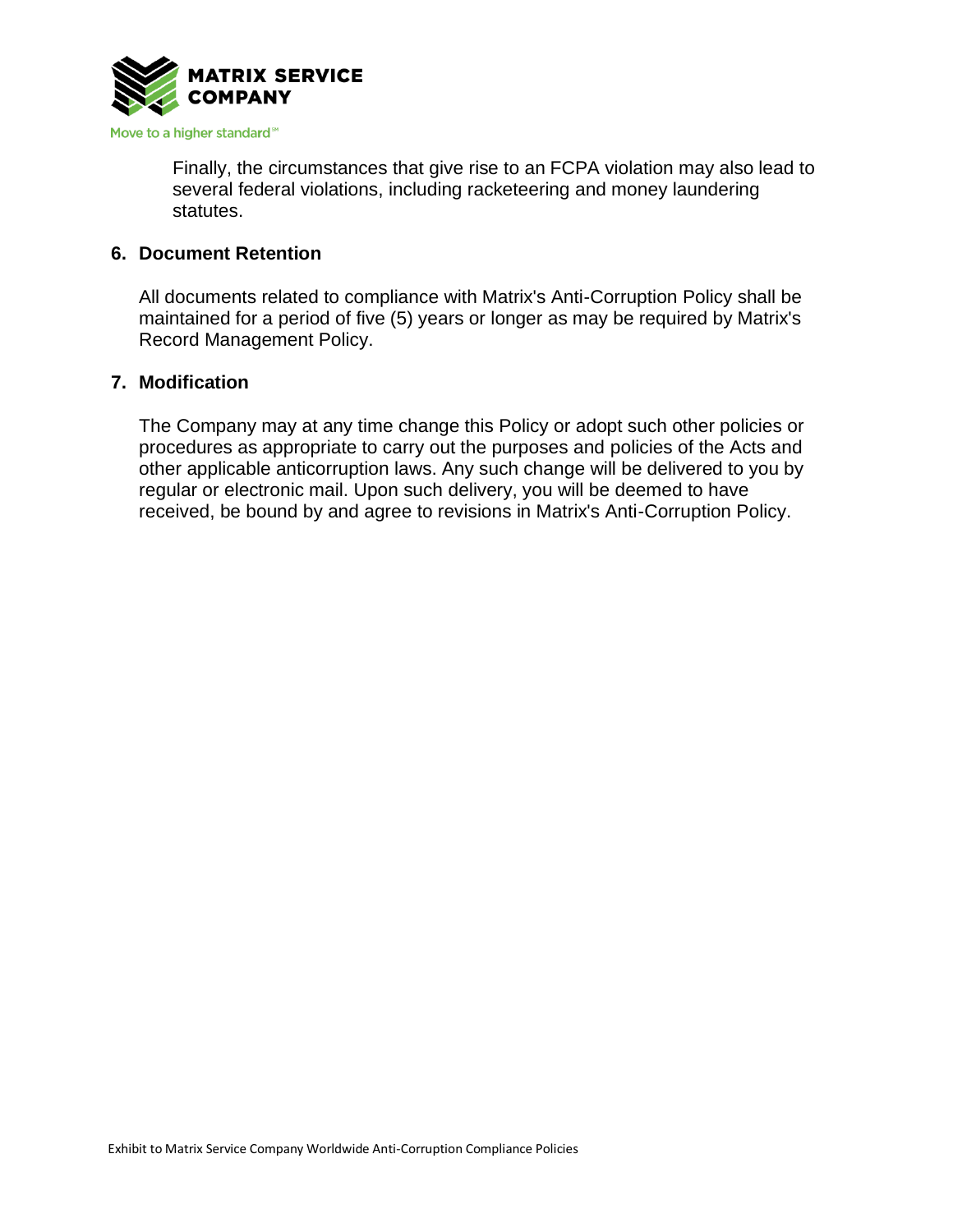Finally, the circumstances that give rise to an FCPA violation may also lead to several federal violations, including racketeering and money laundering statutes.

## 6. Document Retention

All documents related to compliance with Matrix's Anti-Corruption Policy shall be maintained for a period of five (5) years or longer as may be required by Matrix's Record Management Policy.

## 7. Modification

The Company may at any time change this Policy or adopt such other policies or procedures as appropriate to carry out the purposes and policies of the Acts and other applicable anticorruption laws. Any such change will be delivered to you by regular or electronic mail. Upon such delivery, you will be deemed to have received, be bound by and agree to revisions in Matrix's Anti-Corruption Policy.